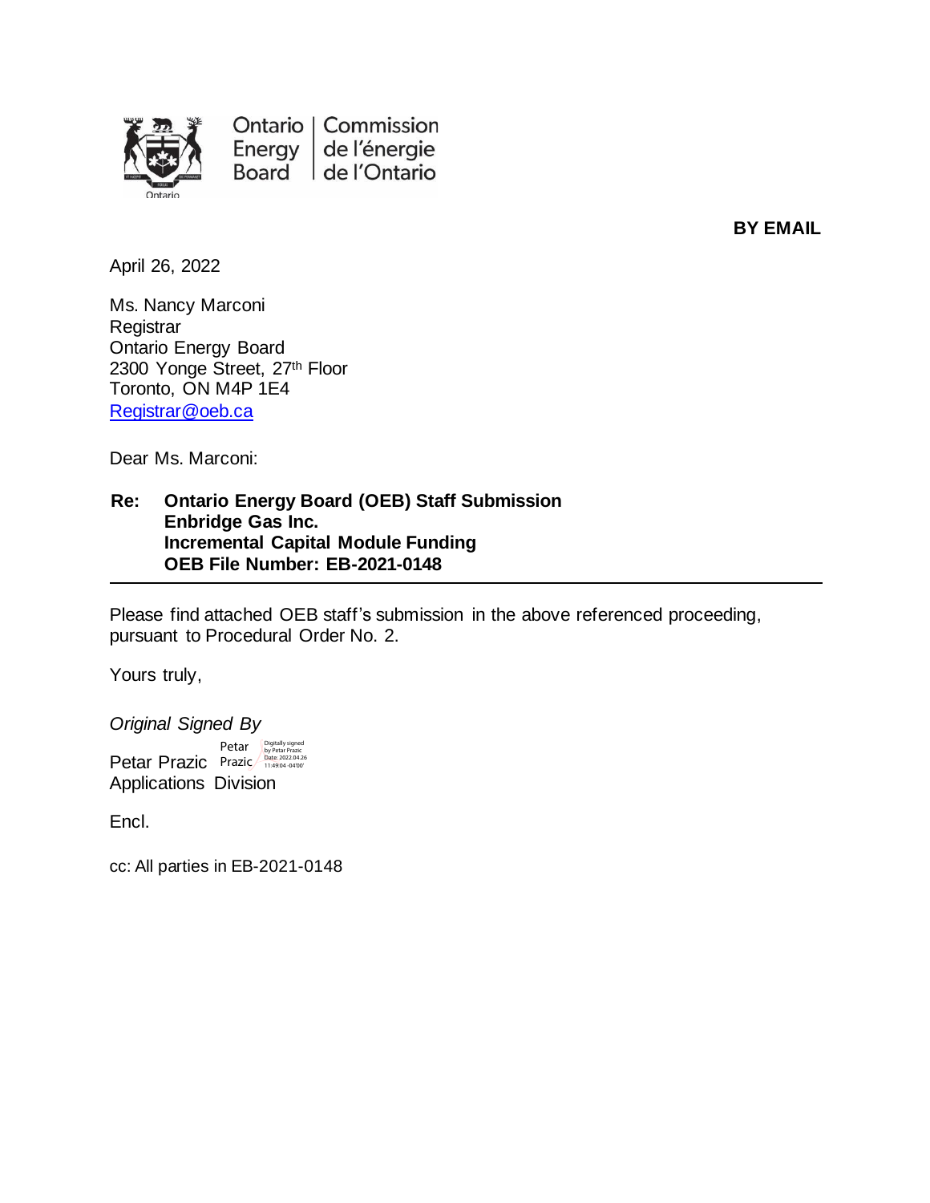Ontario Energy Board | Commission de l'énergie de l'Ontario

**BY EMAIL**

April 26, 2022

Ms. Nancy Marconi
Registrar
Ontario Energy Board
2300 Yonge Street, 27th Floor
Toronto, ON M4P 1E4
Registrar@oeb.ca

Dear Ms. Marconi:

**Re: Ontario Energy Board (OEB) Staff Submission**
**Enbridge Gas Inc.**
**Incremental Capital Module Funding**
**OEB File Number: EB-2021-0148**

---

Please find attached OEB staff's submission in the above referenced proceeding, pursuant to Procedural Order No. 2.

Yours truly,

*Original Signed By*

Petar Prazic
Applications Division

Digitally signed by Petar Prazic
Date: 2022.04.26 11:49:04 -04'00'

Encl.

cc: All parties in EB-2021-0148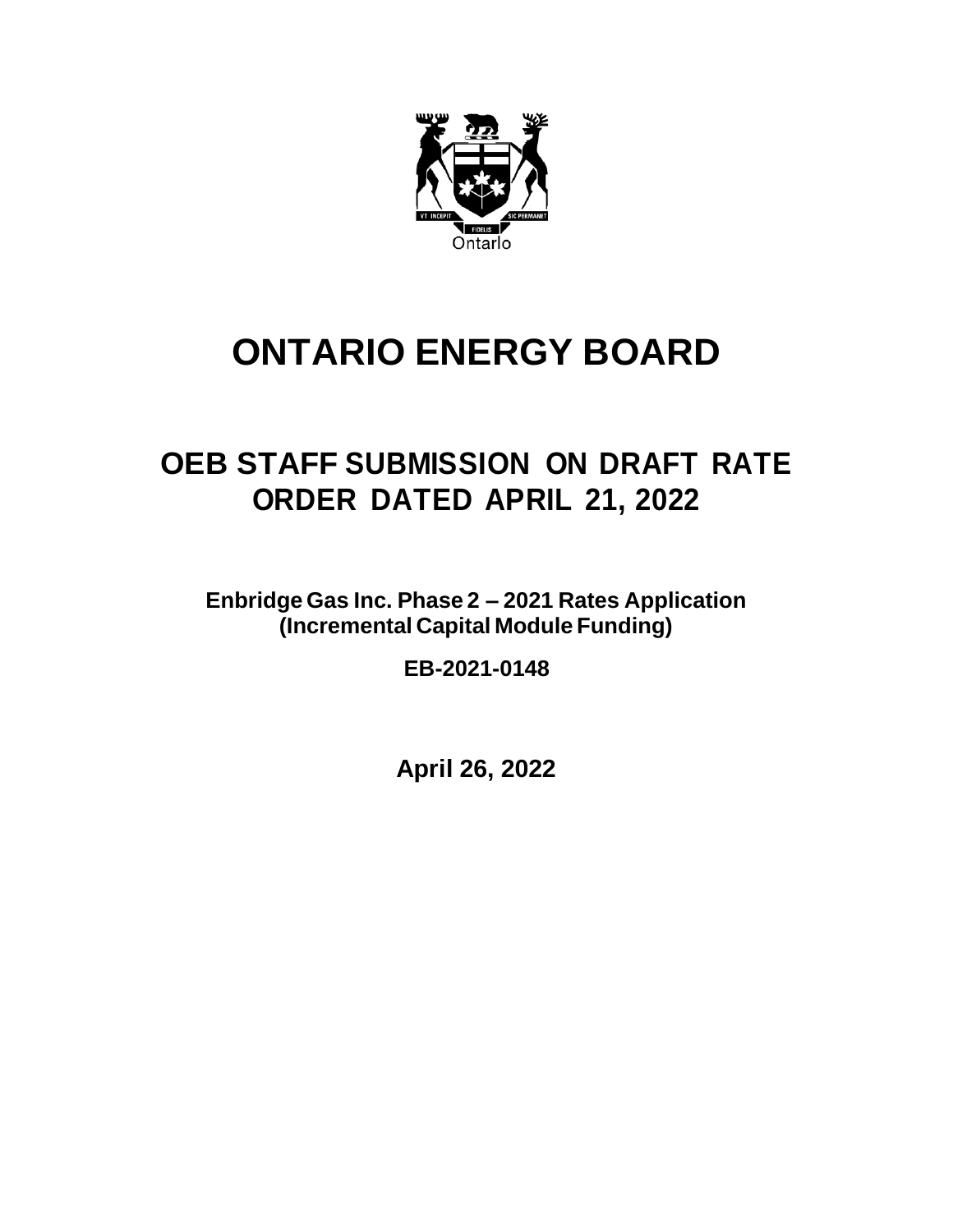# ONTARIO ENERGY BOARD

## OEB STAFF SUBMISSION ON DRAFT RATE ORDER DATED APRIL 21, 2022

**Enbridge Gas Inc. Phase 2 – 2021 Rates Application (Incremental Capital Module Funding)**

**EB-2021-0148**

**April 26, 2022**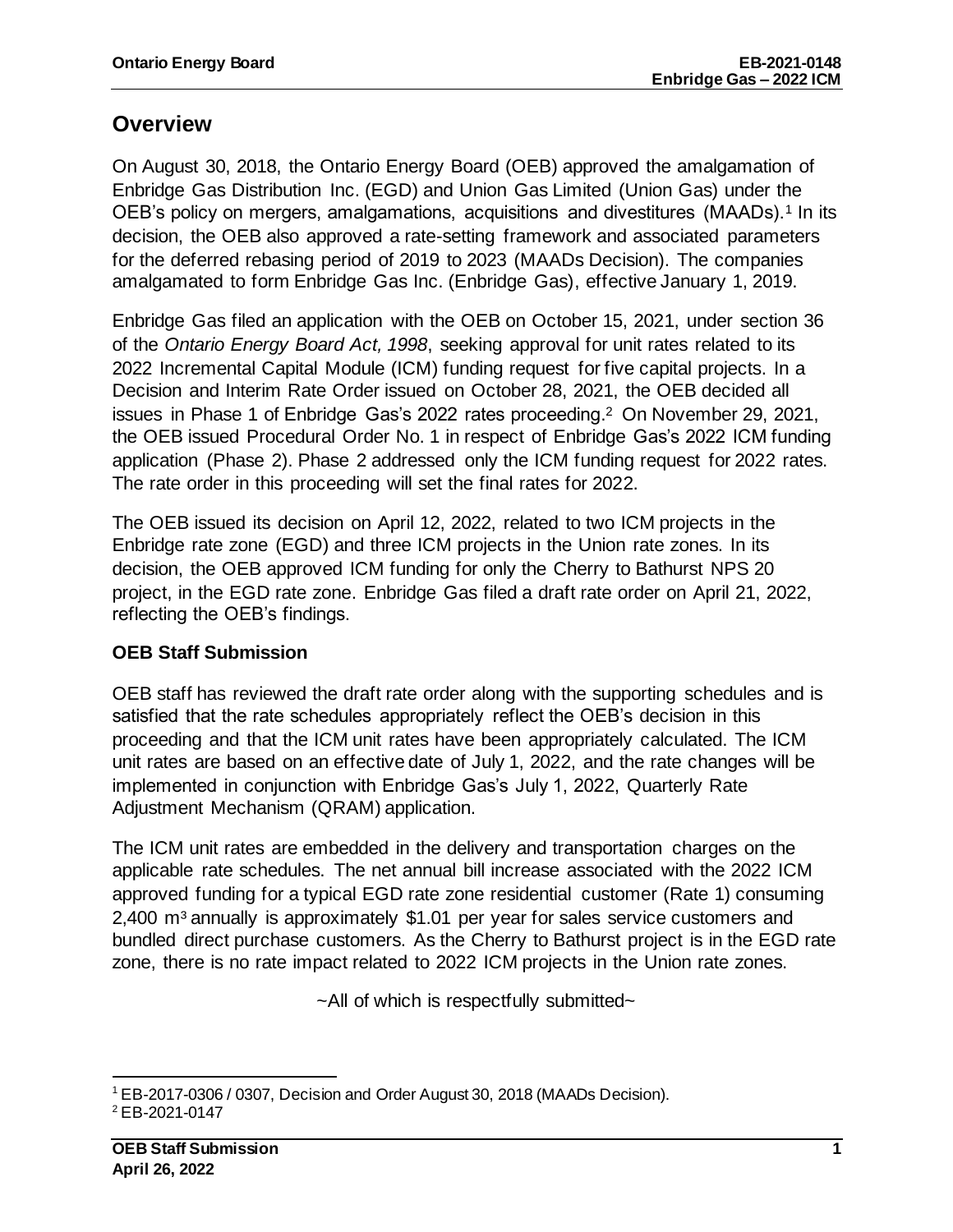## Overview

On August 30, 2018, the Ontario Energy Board (OEB) approved the amalgamation of Enbridge Gas Distribution Inc. (EGD) and Union Gas Limited (Union Gas) under the OEB's policy on mergers, amalgamations, acquisitions and divestitures (MAADs).[1] In its decision, the OEB also approved a rate-setting framework and associated parameters for the deferred rebasing period of 2019 to 2023 (MAADs Decision). The companies amalgamated to form Enbridge Gas Inc. (Enbridge Gas), effective January 1, 2019.

Enbridge Gas filed an application with the OEB on October 15, 2021, under section 36 of the *Ontario Energy Board Act, 1998*, seeking approval for unit rates related to its 2022 Incremental Capital Module (ICM) funding request for five capital projects. In a Decision and Interim Rate Order issued on October 28, 2021, the OEB decided all issues in Phase 1 of Enbridge Gas's 2022 rates proceeding.[2] On November 29, 2021, the OEB issued Procedural Order No. 1 in respect of Enbridge Gas's 2022 ICM funding application (Phase 2). Phase 2 addressed only the ICM funding request for 2022 rates. The rate order in this proceeding will set the final rates for 2022.

The OEB issued its decision on April 12, 2022, related to two ICM projects in the Enbridge rate zone (EGD) and three ICM projects in the Union rate zones. In its decision, the OEB approved ICM funding for only the Cherry to Bathurst NPS 20 project, in the EGD rate zone. Enbridge Gas filed a draft rate order on April 21, 2022, reflecting the OEB's findings.

**OEB Staff Submission**

OEB staff has reviewed the draft rate order along with the supporting schedules and is satisfied that the rate schedules appropriately reflect the OEB's decision in this proceeding and that the ICM unit rates have been appropriately calculated. The ICM unit rates are based on an effective date of July 1, 2022, and the rate changes will be implemented in conjunction with Enbridge Gas's July 1, 2022, Quarterly Rate Adjustment Mechanism (QRAM) application.

The ICM unit rates are embedded in the delivery and transportation charges on the applicable rate schedules. The net annual bill increase associated with the 2022 ICM approved funding for a typical EGD rate zone residential customer (Rate 1) consuming 2,400 $m^3$ annually is approximately $1.01 per year for sales service customers and bundled direct purchase customers. As the Cherry to Bathurst project is in the EGD rate zone, there is no rate impact related to 2022 ICM projects in the Union rate zones.

~All of which is respectfully submitted~

---

[1] EB-2017-0306 / 0307, Decision and Order August 30, 2018 (MAADs Decision).

[2] EB-2021-0147